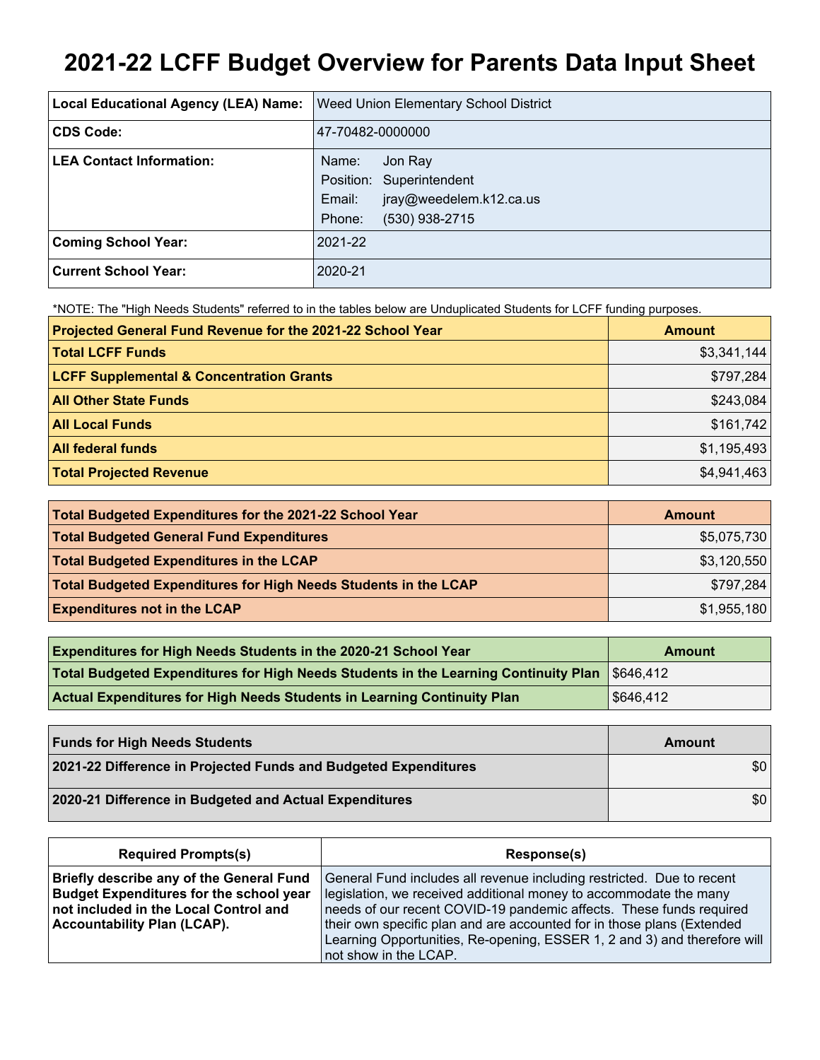# 2021-22 LCFF Budget Overview for Parents Data Input Sheet

| | |
|---|---|
| **Local Educational Agency (LEA) Name:** | Weed Union Elementary School District |
| **CDS Code:** | 47-70482-0000000 |
| **LEA Contact Information:** | Name: Jon Ray<br>Position: Superintendent<br>Email: jray@weedelem.k12.ca.us<br>Phone: (530) 938-2715 |
| **Coming School Year:** | 2021-22 |
| **Current School Year:** | 2020-21 |

*NOTE: The "High Needs Students" referred to in the tables below are Unduplicated Students for LCFF funding purposes.

| Projected General Fund Revenue for the 2021-22 School Year | Amount |
|---|---|
| **Total LCFF Funds** | $3,341,144 |
| **LCFF Supplemental & Concentration Grants** | $797,284 |
| **All Other State Funds** | $243,084 |
| **All Local Funds** | $161,742 |
| **All federal funds** | $1,195,493 |
| **Total Projected Revenue** | $4,941,463 |

| Total Budgeted Expenditures for the 2021-22 School Year | Amount |
|---|---|
| **Total Budgeted General Fund Expenditures** | $5,075,730 |
| **Total Budgeted Expenditures in the LCAP** | $3,120,550 |
| **Total Budgeted Expenditures for High Needs Students in the LCAP** | $797,284 |
| **Expenditures not in the LCAP** | $1,955,180 |

| Expenditures for High Needs Students in the 2020-21 School Year | Amount |
|---|---|
| **Total Budgeted Expenditures for High Needs Students in the Learning Continuity Plan** | $646,412 |
| **Actual Expenditures for High Needs Students in Learning Continuity Plan** | $646,412 |

| Funds for High Needs Students | Amount |
|---|---|
| **2021-22 Difference in Projected Funds and Budgeted Expenditures** | $0 |
| **2020-21 Difference in Budgeted and Actual Expenditures** | $0 |

| Required Prompts(s) | Response(s) |
|---|---|
| **Briefly describe any of the General Fund Budget Expenditures for the school year not included in the Local Control and Accountability Plan (LCAP).** | General Fund includes all revenue including restricted. Due to recent legislation, we received additional money to accommodate the many needs of our recent COVID-19 pandemic affects. These funds required their own specific plan and are accounted for in those plans (Extended Learning Opportunities, Re-opening, ESSER 1, 2 and 3) and therefore will not show in the LCAP. |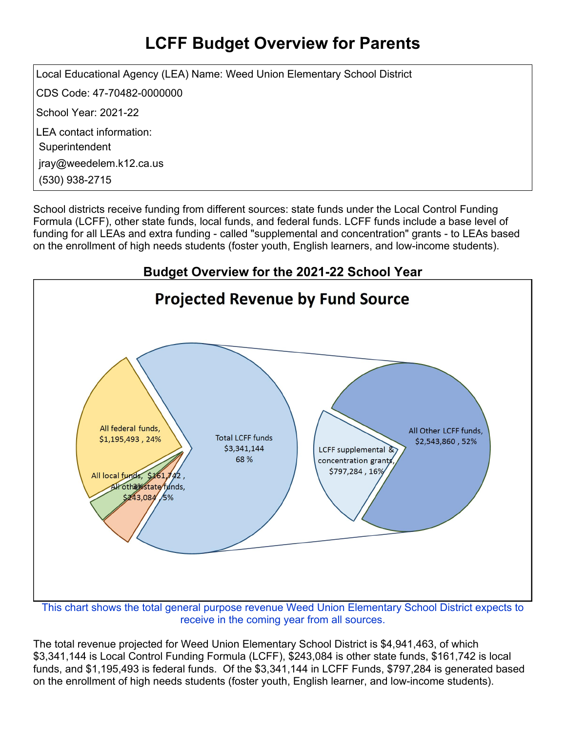# LCFF Budget Overview for Parents

Local Educational Agency (LEA) Name: Weed Union Elementary School District

CDS Code: 47-70482-0000000

School Year: 2021-22

LEA contact information:

Superintendent

jray@weedelem.k12.ca.us

(530) 938-2715

School districts receive funding from different sources: state funds under the Local Control Funding Formula (LCFF), other state funds, local funds, and federal funds. LCFF funds include a base level of funding for all LEAs and extra funding - called "supplemental and concentration" grants - to LEAs based on the enrollment of high needs students (foster youth, English learners, and low-income students).

## Budget Overview for the 2021-22 School Year

### Projected Revenue by Fund Source

All federal funds, $1,195,493 , 24%

All local funds, $161,742 , 3%

All other state funds, $243,084 , 5%

Total LCFF funds $3,341,144 68 %

LCFF supplemental & concentration grants, $797,284 , 16%

All Other LCFF funds, $2,543,860 , 52%

This chart shows the total general purpose revenue Weed Union Elementary School District expects to receive in the coming year from all sources.

The total revenue projected for Weed Union Elementary School District is $4,941,463, of which $3,341,144 is Local Control Funding Formula (LCFF), $243,084 is other state funds, $161,742 is local funds, and $1,195,493 is federal funds. Of the $3,341,144 in LCFF Funds, $797,284 is generated based on the enrollment of high needs students (foster youth, English learner, and low-income students).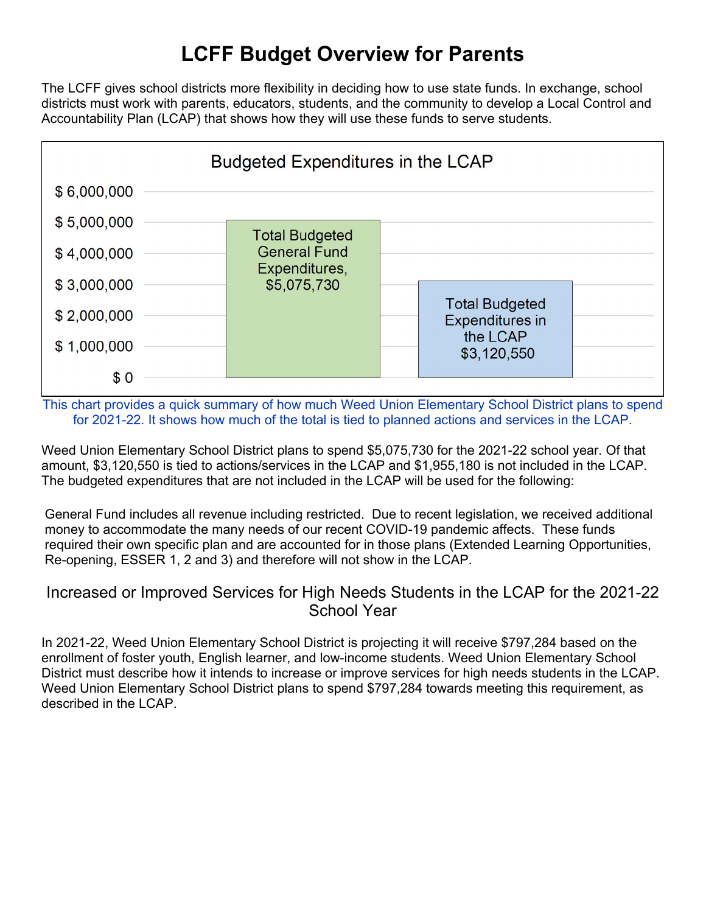# LCFF Budget Overview for Parents

The LCFF gives school districts more flexibility in deciding how to use state funds. In exchange, school districts must work with parents, educators, students, and the community to develop a Local Control and Accountability Plan (LCAP) that shows how they will use these funds to serve students.

**Budgeted Expenditures in the LCAP**

| Category | Amount |
| --- | --- |
| Total Budgeted General Fund Expenditures | $5,075,730 |
| Total Budgeted Expenditures in the LCAP | $3,120,550 |

This chart provides a quick summary of how much Weed Union Elementary School District plans to spend for 2021-22. It shows how much of the total is tied to planned actions and services in the LCAP.

Weed Union Elementary School District plans to spend $5,075,730 for the 2021-22 school year. Of that amount, $3,120,550 is tied to actions/services in the LCAP and $1,955,180 is not included in the LCAP. The budgeted expenditures that are not included in the LCAP will be used for the following:

General Fund includes all revenue including restricted. Due to recent legislation, we received additional money to accommodate the many needs of our recent COVID-19 pandemic affects. These funds required their own specific plan and are accounted for in those plans (Extended Learning Opportunities, Re-opening, ESSER 1, 2 and 3) and therefore will not show in the LCAP.

## Increased or Improved Services for High Needs Students in the LCAP for the 2021-22 School Year

In 2021-22, Weed Union Elementary School District is projecting it will receive $797,284 based on the enrollment of foster youth, English learner, and low-income students. Weed Union Elementary School District must describe how it intends to increase or improve services for high needs students in the LCAP. Weed Union Elementary School District plans to spend $797,284 towards meeting this requirement, as described in the LCAP.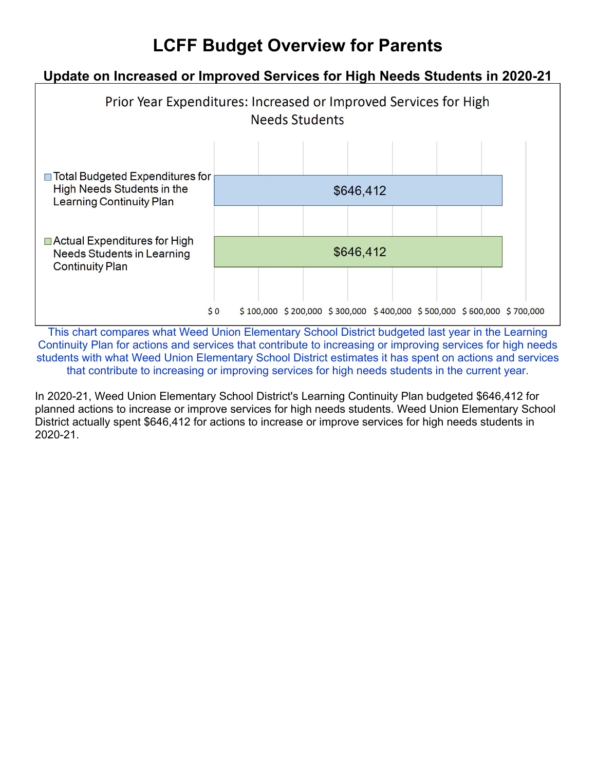# LCFF Budget Overview for Parents

## Update on Increased or Improved Services for High Needs Students in 2020-21

Prior Year Expenditures: Increased or Improved Services for High Needs Students

Total Budgeted Expenditures for High Needs Students in the Learning Continuity Plan

$646,412

Actual Expenditures for High Needs Students in Learning Continuity Plan

$646,412

$ 0
$ 100,000
$ 200,000
$ 300,000
$ 400,000
$ 500,000
$ 600,000
$ 700,000

This chart compares what Weed Union Elementary School District budgeted last year in the Learning Continuity Plan for actions and services that contribute to increasing or improving services for high needs students with what Weed Union Elementary School District estimates it has spent on actions and services that contribute to increasing or improving services for high needs students in the current year.

In 2020-21, Weed Union Elementary School District's Learning Continuity Plan budgeted $646,412 for planned actions to increase or improve services for high needs students. Weed Union Elementary School District actually spent $646,412 for actions to increase or improve services for high needs students in 2020-21.